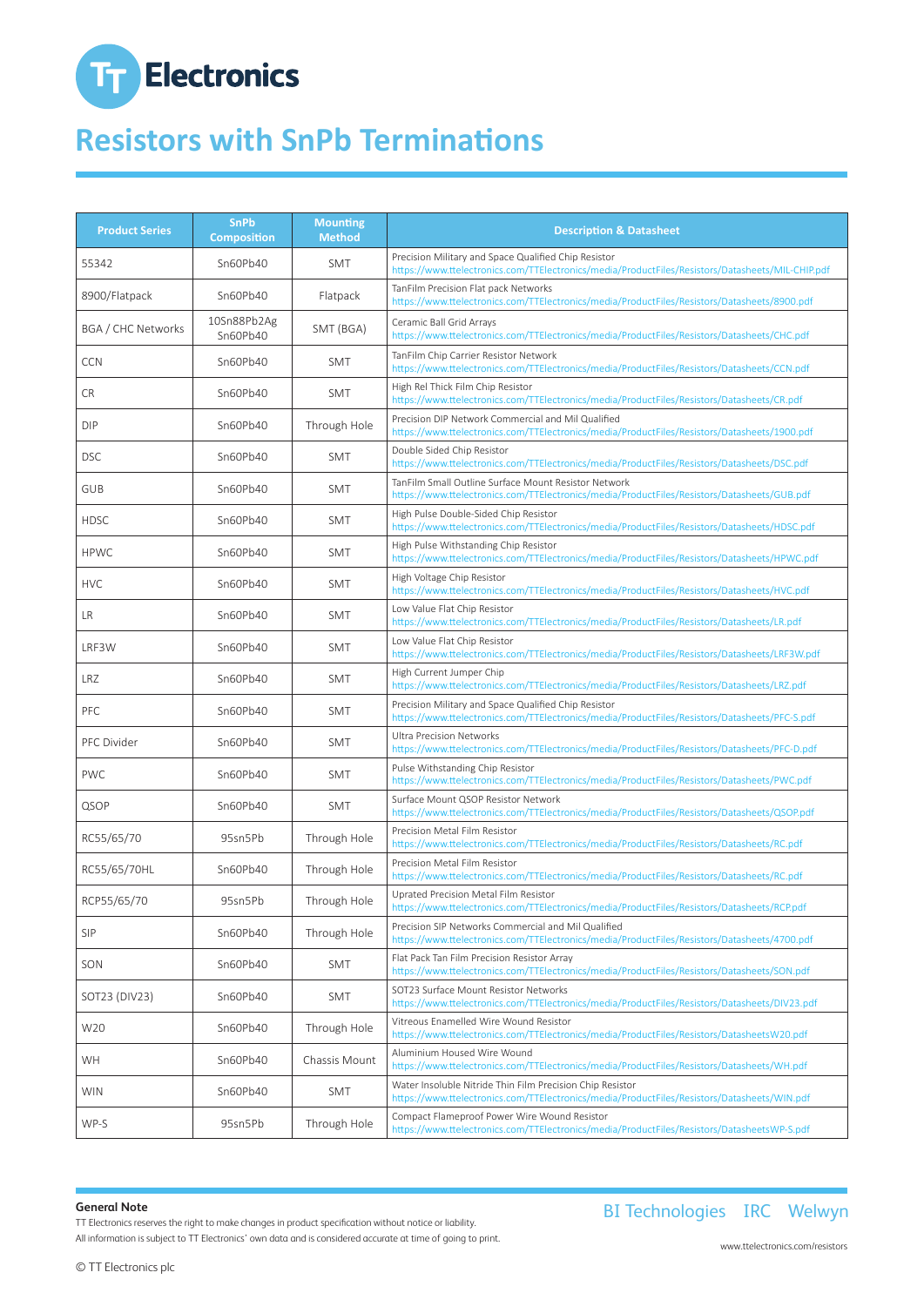# Resistors with SnPb Terminations

| Product Series | SnPb Composition | Mounting Method | Description & Datasheet |
|---|---|---|---|
| 55342 | Sn60Pb40 | SMT | Precision Military and Space Qualified Chip Resistor https://www.ttelectronics.com/TTElectronics/media/ProductFiles/Resistors/Datasheets/MIL-CHIP.pdf |
| 8900/Flatpack | Sn60Pb40 | Flatpack | TanFilm Precision Flat pack Networks https://www.ttelectronics.com/TTElectronics/media/ProductFiles/Resistors/Datasheets/8900.pdf |
| BGA / CHC Networks | 10Sn88Pb2Ag Sn60Pb40 | SMT (BGA) | Ceramic Ball Grid Arrays https://www.ttelectronics.com/TTElectronics/media/ProductFiles/Resistors/Datasheets/CHC.pdf |
| CCN | Sn60Pb40 | SMT | TanFilm Chip Carrier Resistor Network https://www.ttelectronics.com/TTElectronics/media/ProductFiles/Resistors/Datasheets/CCN.pdf |
| CR | Sn60Pb40 | SMT | High Rel Thick Film Chip Resistor https://www.ttelectronics.com/TTElectronics/media/ProductFiles/Resistors/Datasheets/CR.pdf |
| DIP | Sn60Pb40 | Through Hole | Precision DIP Network Commercial and Mil Qualified https://www.ttelectronics.com/TTElectronics/media/ProductFiles/Resistors/Datasheets/1900.pdf |
| DSC | Sn60Pb40 | SMT | Double Sided Chip Resistor https://www.ttelectronics.com/TTElectronics/media/ProductFiles/Resistors/Datasheets/DSC.pdf |
| GUB | Sn60Pb40 | SMT | TanFilm Small Outline Surface Mount Resistor Network https://www.ttelectronics.com/TTElectronics/media/ProductFiles/Resistors/Datasheets/GUB.pdf |
| HDSC | Sn60Pb40 | SMT | High Pulse Double-Sided Chip Resistor https://www.ttelectronics.com/TTElectronics/media/ProductFiles/Resistors/Datasheets/HDSC.pdf |
| HPWC | Sn60Pb40 | SMT | High Pulse Withstanding Chip Resistor https://www.ttelectronics.com/TTElectronics/media/ProductFiles/Resistors/Datasheets/HPWC.pdf |
| HVC | Sn60Pb40 | SMT | High Voltage Chip Resistor https://www.ttelectronics.com/TTElectronics/media/ProductFiles/Resistors/Datasheets/HVC.pdf |
| LR | Sn60Pb40 | SMT | Low Value Flat Chip Resistor https://www.ttelectronics.com/TTElectronics/media/ProductFiles/Resistors/Datasheets/LR.pdf |
| LRF3W | Sn60Pb40 | SMT | Low Value Flat Chip Resistor https://www.ttelectronics.com/TTElectronics/media/ProductFiles/Resistors/Datasheets/LRF3W.pdf |
| LRZ | Sn60Pb40 | SMT | High Current Jumper Chip https://www.ttelectronics.com/TTElectronics/media/ProductFiles/Resistors/Datasheets/LRZ.pdf |
| PFC | Sn60Pb40 | SMT | Precision Military and Space Qualified Chip Resistor https://www.ttelectronics.com/TTElectronics/media/ProductFiles/Resistors/Datasheets/PFC-S.pdf |
| PFC Divider | Sn60Pb40 | SMT | Ultra Precision Networks https://www.ttelectronics.com/TTElectronics/media/ProductFiles/Resistors/Datasheets/PFC-D.pdf |
| PWC | Sn60Pb40 | SMT | Pulse Withstanding Chip Resistor https://www.ttelectronics.com/TTElectronics/media/ProductFiles/Resistors/Datasheets/PWC.pdf |
| QSOP | Sn60Pb40 | SMT | Surface Mount QSOP Resistor Network https://www.ttelectronics.com/TTElectronics/media/ProductFiles/Resistors/Datasheets/QSOP.pdf |
| RC55/65/70 | 95sn5Pb | Through Hole | Precision Metal Film Resistor https://www.ttelectronics.com/TTElectronics/media/ProductFiles/Resistors/Datasheets/RC.pdf |
| RC55/65/70HL | Sn60Pb40 | Through Hole | Precision Metal Film Resistor https://www.ttelectronics.com/TTElectronics/media/ProductFiles/Resistors/Datasheets/RC.pdf |
| RCP55/65/70 | 95sn5Pb | Through Hole | Uprated Precision Metal Film Resistor https://www.ttelectronics.com/TTElectronics/media/ProductFiles/Resistors/Datasheets/RCP.pdf |
| SIP | Sn60Pb40 | Through Hole | Precision SIP Networks Commercial and Mil Qualified https://www.ttelectronics.com/TTElectronics/media/ProductFiles/Resistors/Datasheets/4700.pdf |
| SON | Sn60Pb40 | SMT | Flat Pack Tan Film Precision Resistor Array https://www.ttelectronics.com/TTElectronics/media/ProductFiles/Resistors/Datasheets/SON.pdf |
| SOT23 (DIV23) | Sn60Pb40 | SMT | SOT23 Surface Mount Resistor Networks https://www.ttelectronics.com/TTElectronics/media/ProductFiles/Resistors/Datasheets/DIV23.pdf |
| W20 | Sn60Pb40 | Through Hole | Vitreous Enamelled Wire Wound Resistor https://www.ttelectronics.com/TTElectronics/media/ProductFiles/Resistors/DatasheetsW20.pdf |
| WH | Sn60Pb40 | Chassis Mount | Aluminium Housed Wire Wound https://www.ttelectronics.com/TTElectronics/media/ProductFiles/Resistors/Datasheets/WH.pdf |
| WIN | Sn60Pb40 | SMT | Water Insoluble Nitride Thin Film Precision Chip Resistor https://www.ttelectronics.com/TTElectronics/media/ProductFiles/Resistors/Datasheets/WIN.pdf |
| WP-S | 95sn5Pb | Through Hole | Compact Flameproof Power Wire Wound Resistor https://www.ttelectronics.com/TTElectronics/media/ProductFiles/Resistors/DatasheetsWP-S.pdf |

**General Note**

TT Electronics reserves the right to make changes in product specification without notice or liability.
All information is subject to TT Electronics' own data and is considered accurate at time of going to print.

© TT Electronics plc

BI Technologies IRC Welwyn

www.ttelectronics.com/resistors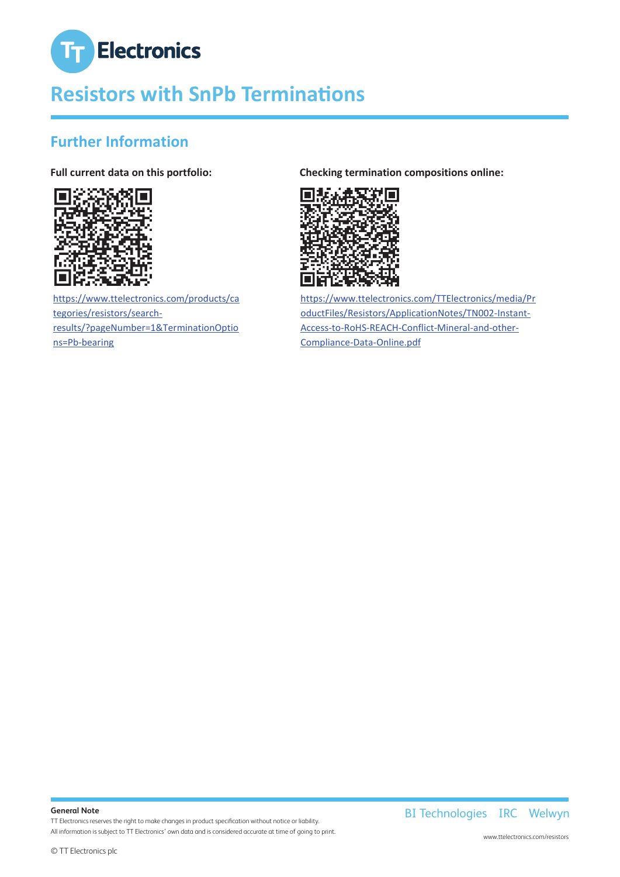# Resistors with SnPb Terminations

## Further Information

**Full current data on this portfolio:**

https://www.ttelectronics.com/products/categories/resistors/search-results/?pageNumber=1&TerminationOptions=Pb-bearing

**Checking termination compositions online:**

https://www.ttelectronics.com/TTElectronics/media/ProductFiles/Resistors/ApplicationNotes/TN002-Instant-Access-to-RoHS-REACH-Conflict-Mineral-and-other-Compliance-Data-Online.pdf

**General Note**

TT Electronics reserves the right to make changes in product specification without notice or liability.
All information is subject to TT Electronics' own data and is considered accurate at time of going to print.

© TT Electronics plc

BI Technologies IRC Welwyn

www.ttelectronics.com/resistors